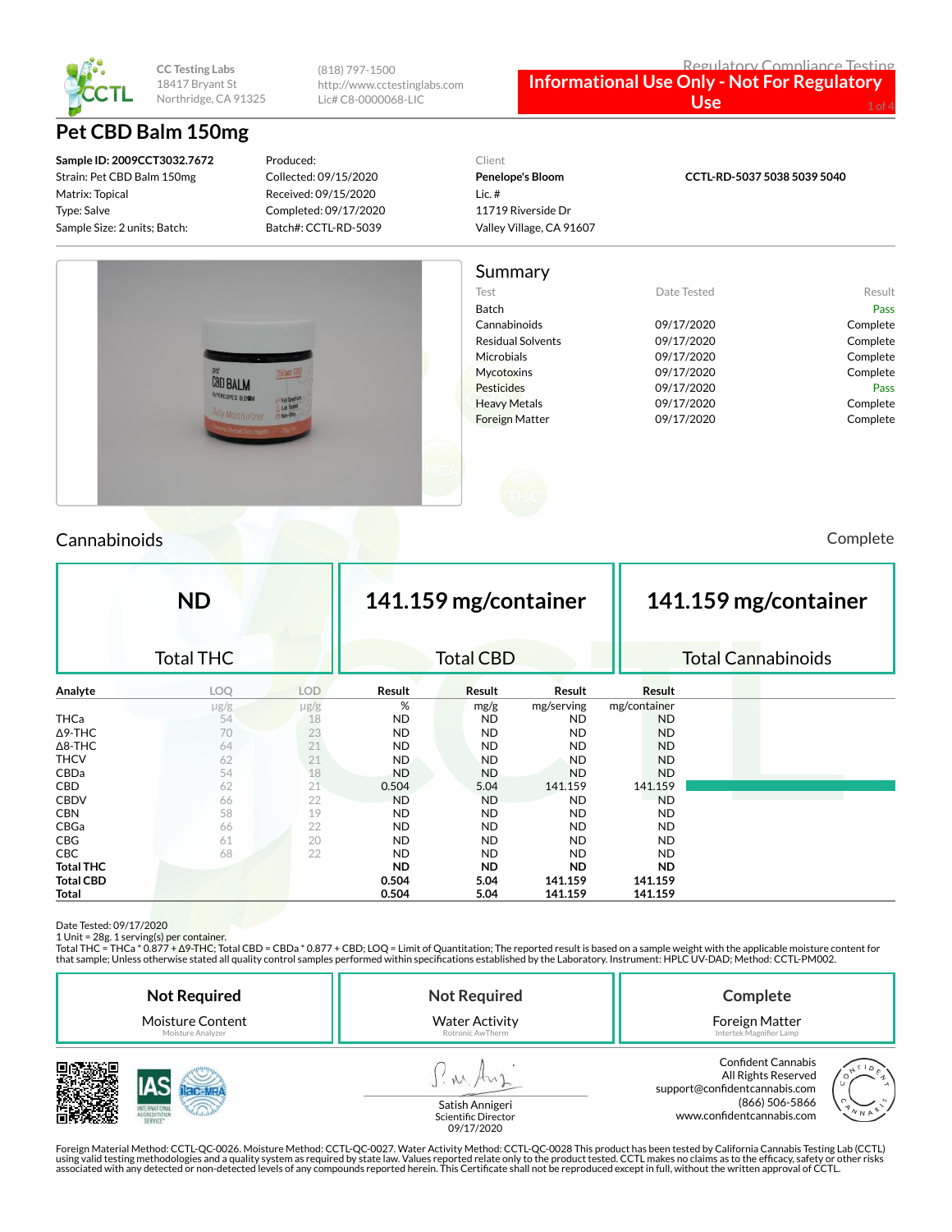CC Testing Labs
18417 Bryant St
Northridge, CA 91325

(818) 797-1500
http://www.cctestinglabs.com
Lic# C8-0000068-LIC

Regulatory Compliance Testing

**Informational Use Only - Not For Regulatory Use**

# Pet CBD Balm 150mg

**Sample ID: 2009CCT3032.7672**
Strain: Pet CBD Balm 150mg
Matrix: Topical
Type: Salve
Sample Size: 2 units; Batch:

Produced:
Collected: 09/15/2020
Received: 09/15/2020
Completed: 09/17/2020
Batch#: CCTL-RD-5039

Client
**Penelope's Bloom**
Lic. #
11719 Riverside Dr
Valley Village, CA 91607

**CCTL-RD-5037 5038 5039 5040**

## Summary

| Test | Date Tested | Result |
|---|---|---|
| Batch | | Pass |
| Cannabinoids | 09/17/2020 | Complete |
| Residual Solvents | 09/17/2020 | Complete |
| Microbials | 09/17/2020 | Complete |
| Mycotoxins | 09/17/2020 | Complete |
| Pesticides | 09/17/2020 | Pass |
| Heavy Metals | 09/17/2020 | Complete |
| Foreign Matter | 09/17/2020 | Complete |

## Cannabinoids

Complete

| ND | 141.159 mg/container | 141.159 mg/container |
|---|---|---|
| Total THC | Total CBD | Total Cannabinoids |

| Analyte | LOQ | LOD | Result | Result | Result | Result |
|---|---|---|---|---|---|---|
| | µg/g | µg/g | % | mg/g | mg/serving | mg/container |
| THCa | 54 | 18 | ND | ND | ND | ND |
| Δ9-THC | 70 | 23 | ND | ND | ND | ND |
| Δ8-THC | 64 | 21 | ND | ND | ND | ND |
| THCV | 62 | 21 | ND | ND | ND | ND |
| CBDa | 54 | 18 | ND | ND | ND | ND |
| CBD | 62 | 21 | 0.504 | 5.04 | 141.159 | 141.159 |
| CBDV | 66 | 22 | ND | ND | ND | ND |
| CBN | 58 | 19 | ND | ND | ND | ND |
| CBGa | 66 | 22 | ND | ND | ND | ND |
| CBG | 61 | 20 | ND | ND | ND | ND |
| CBC | 68 | 22 | ND | ND | ND | ND |
| **Total THC** | | | **ND** | **ND** | **ND** | **ND** |
| **Total CBD** | | | **0.504** | **5.04** | **141.159** | **141.159** |
| **Total** | | | **0.504** | **5.04** | **141.159** | **141.159** |

Date Tested: 09/17/2020
1 Unit = 28g. 1 serving(s) per container.
Total THC = THCa * 0.877 + Δ9-THC; Total CBD = CBDa * 0.877 + CBD; LOQ = Limit of Quantitation; The reported result is based on a sample weight with the applicable moisture content for that sample; Unless otherwise stated all quality control samples performed within specifications established by the Laboratory. Instrument: HPLC UV-DAD; Method: CCTL-PM002.

| Not Required | Not Required | Complete |
|---|---|---|
| Moisture Content | Water Activity | Foreign Matter |
| Moisture Analyzer | Rotronic AwTherm | Intertek Magnifier Lamp |

Satish Annigeri
Scientific Director
09/17/2020

Confident Cannabis
All Rights Reserved
support@confidentcannabis.com
(866) 506-5866
www.confidentcannabis.com

Foreign Material Method: CCTL-QC-0026. Moisture Method: CCTL-QC-0027. Water Activity Method: CCTL-QC-0028 This product has been tested by California Cannabis Testing Lab (CCTL) using valid testing methodologies and a quality system as required by state law. Values reported relate only to the product tested. CCTL makes no claims as to the efficacy, safety or other risks associated with any detected or non-detected levels of any compounds reported herein. This Certificate shall not be reproduced except in full, without the written approval of CCTL.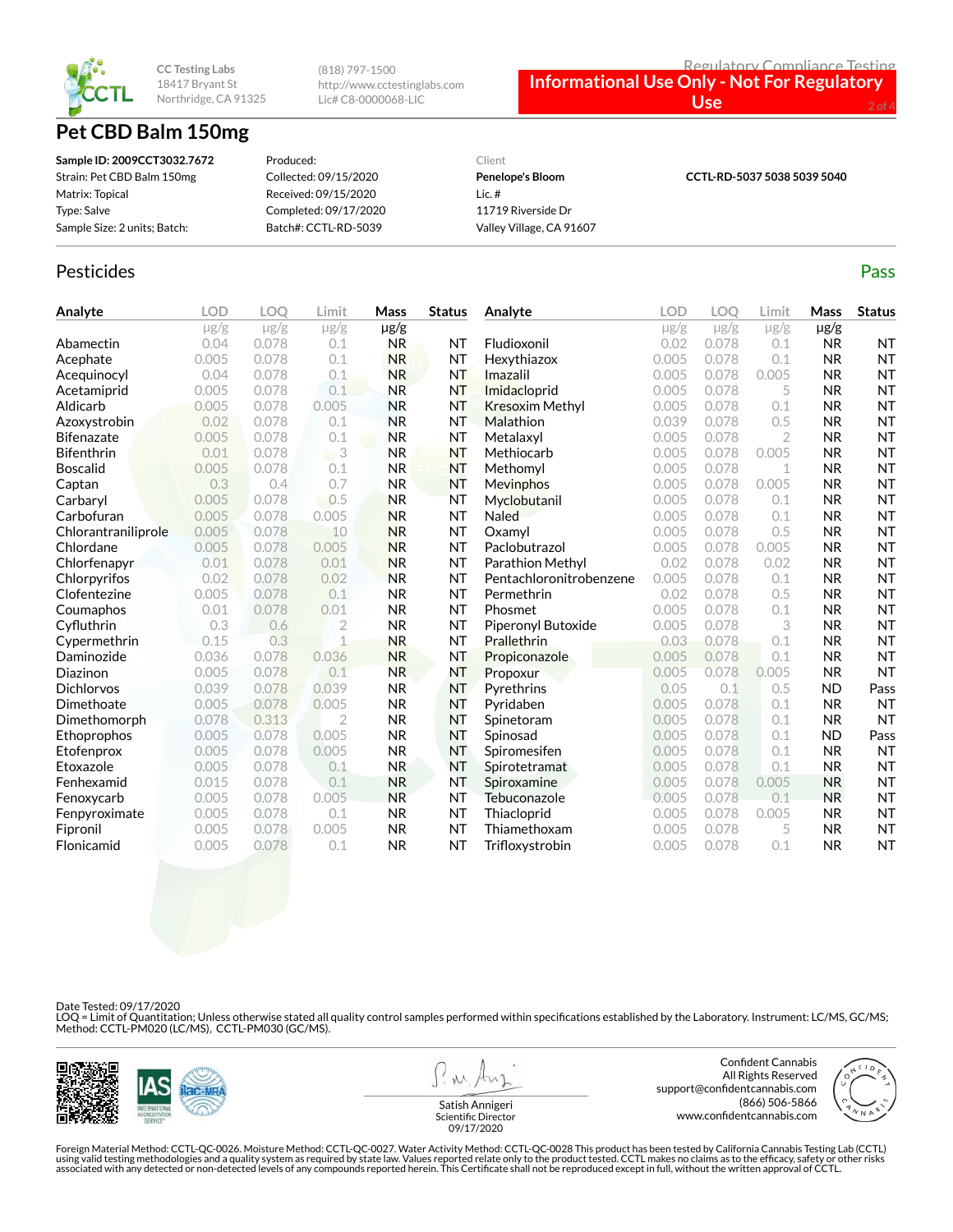CC Testing Labs
18417 Bryant St
Northridge, CA 91325

(818) 797-1500
http://www.cctestinglabs.com
Lic# C8-0000068-LIC

Regulatory Compliance Testing

**Informational Use Only - Not For Regulatory Use**

# Pet CBD Balm 150mg

| | | | |
|---|---|---|---|
| **Sample ID: 2009CCT3032.7672** | Produced: | Client | **CCTL-RD-5037 5038 5039 5040** |
| Strain: Pet CBD Balm 150mg | Collected: 09/15/2020 | **Penelope's Bloom** | |
| Matrix: Topical | Received: 09/15/2020 | Lic. # | |
| Type: Salve | Completed: 09/17/2020 | 11719 Riverside Dr | |
| Sample Size: 2 units; Batch: | Batch#: CCTL-RD-5039 | Valley Village, CA 91607 | |

## Pesticides

**Pass**

| Analyte | LOD | LOQ | Limit | Mass | Status | Analyte | LOD | LOQ | Limit | Mass | Status |
|---|---|---|---|---|---|---|---|---|---|---|---|
| | μg/g | μg/g | μg/g | μg/g | | | μg/g | μg/g | μg/g | μg/g | |
| Abamectin | 0.04 | 0.078 | 0.1 | NR | NT | Fludioxonil | 0.02 | 0.078 | 0.1 | NR | NT |
| Acephate | 0.005 | 0.078 | 0.1 | NR | NT | Hexythiazox | 0.005 | 0.078 | 0.1 | NR | NT |
| Acequinocyl | 0.04 | 0.078 | 0.1 | NR | NT | Imazalil | 0.005 | 0.078 | 0.005 | NR | NT |
| Acetamiprid | 0.005 | 0.078 | 0.1 | NR | NT | Imidacloprid | 0.005 | 0.078 | 5 | NR | NT |
| Aldicarb | 0.005 | 0.078 | 0.005 | NR | NT | Kresoxim Methyl | 0.005 | 0.078 | 0.1 | NR | NT |
| Azoxystrobin | 0.02 | 0.078 | 0.1 | NR | NT | Malathion | 0.039 | 0.078 | 0.5 | NR | NT |
| Bifenazate | 0.005 | 0.078 | 0.1 | NR | NT | Metalaxyl | 0.005 | 0.078 | 2 | NR | NT |
| Bifenthrin | 0.01 | 0.078 | 3 | NR | NT | Methiocarb | 0.005 | 0.078 | 0.005 | NR | NT |
| Boscalid | 0.005 | 0.078 | 0.1 | NR | NT | Methomyl | 0.005 | 0.078 | 1 | NR | NT |
| Captan | 0.3 | 0.4 | 0.7 | NR | NT | Mevinphos | 0.005 | 0.078 | 0.005 | NR | NT |
| Carbaryl | 0.005 | 0.078 | 0.5 | NR | NT | Myclobutanil | 0.005 | 0.078 | 0.1 | NR | NT |
| Carbofuran | 0.005 | 0.078 | 0.005 | NR | NT | Naled | 0.005 | 0.078 | 0.1 | NR | NT |
| Chlorantraniliprole | 0.005 | 0.078 | 10 | NR | NT | Oxamyl | 0.005 | 0.078 | 0.5 | NR | NT |
| Chlordane | 0.005 | 0.078 | 0.005 | NR | NT | Paclobutrazol | 0.005 | 0.078 | 0.005 | NR | NT |
| Chlorfenapyr | 0.01 | 0.078 | 0.01 | NR | NT | Parathion Methyl | 0.02 | 0.078 | 0.02 | NR | NT |
| Chlorpyrifos | 0.02 | 0.078 | 0.02 | NR | NT | Pentachloronitrobenzene | 0.005 | 0.078 | 0.1 | NR | NT |
| Clofentezine | 0.005 | 0.078 | 0.1 | NR | NT | Permethrin | 0.02 | 0.078 | 0.5 | NR | NT |
| Coumaphos | 0.01 | 0.078 | 0.01 | NR | NT | Phosmet | 0.005 | 0.078 | 0.1 | NR | NT |
| Cyfluthrin | 0.3 | 0.6 | 2 | NR | NT | Piperonyl Butoxide | 0.005 | 0.078 | 3 | NR | NT |
| Cypermethrin | 0.15 | 0.3 | 1 | NR | NT | Prallethrin | 0.03 | 0.078 | 0.1 | NR | NT |
| Daminozide | 0.036 | 0.078 | 0.036 | NR | NT | Propiconazole | 0.005 | 0.078 | 0.1 | NR | NT |
| Diazinon | 0.005 | 0.078 | 0.1 | NR | NT | Propoxur | 0.005 | 0.078 | 0.005 | NR | NT |
| Dichlorvos | 0.039 | 0.078 | 0.039 | NR | NT | Pyrethrins | 0.05 | 0.1 | 0.5 | ND | Pass |
| Dimethoate | 0.005 | 0.078 | 0.005 | NR | NT | Pyridaben | 0.005 | 0.078 | 0.1 | NR | NT |
| Dimethomorph | 0.078 | 0.313 | 2 | NR | NT | Spinetoram | 0.005 | 0.078 | 0.1 | NR | NT |
| Ethoprophos | 0.005 | 0.078 | 0.005 | NR | NT | Spinosad | 0.005 | 0.078 | 0.1 | ND | Pass |
| Etofenprox | 0.005 | 0.078 | 0.005 | NR | NT | Spiromesifen | 0.005 | 0.078 | 0.1 | NR | NT |
| Etoxazole | 0.005 | 0.078 | 0.1 | NR | NT | Spirotetramat | 0.005 | 0.078 | 0.1 | NR | NT |
| Fenhexamid | 0.015 | 0.078 | 0.1 | NR | NT | Spiroxamine | 0.005 | 0.078 | 0.005 | NR | NT |
| Fenoxycarb | 0.005 | 0.078 | 0.005 | NR | NT | Tebuconazole | 0.005 | 0.078 | 0.1 | NR | NT |
| Fenpyroximate | 0.005 | 0.078 | 0.1 | NR | NT | Thiacloprid | 0.005 | 0.078 | 0.005 | NR | NT |
| Fipronil | 0.005 | 0.078 | 0.005 | NR | NT | Thiamethoxam | 0.005 | 0.078 | 5 | NR | NT |
| Flonicamid | 0.005 | 0.078 | 0.1 | NR | NT | Trifloxystrobin | 0.005 | 0.078 | 0.1 | NR | NT |

Date Tested: 09/17/2020
LOQ = Limit of Quantitation; Unless otherwise stated all quality control samples performed within specifications established by the Laboratory. Instrument: LC/MS, GC/MS; Method: CCTL-PM020 (LC/MS), CCTL-PM030 (GC/MS).

Satish Annigeri
Scientific Director
09/17/2020

Confident Cannabis
All Rights Reserved
support@confidentcannabis.com
(866) 506-5866
www.confidentcannabis.com

Foreign Material Method: CCTL-QC-0026. Moisture Method: CCTL-QC-0027. Water Activity Method: CCTL-QC-0028 This product has been tested by California Cannabis Testing Lab (CCTL) using valid testing methodologies and a quality system as required by state law. Values reported relate only to the product tested. CCTL makes no claims as to the efficacy, safety or other risks associated with any detected or non-detected levels of any compounds reported herein. This Certificate shall not be reproduced except in full, without the written approval of CCTL.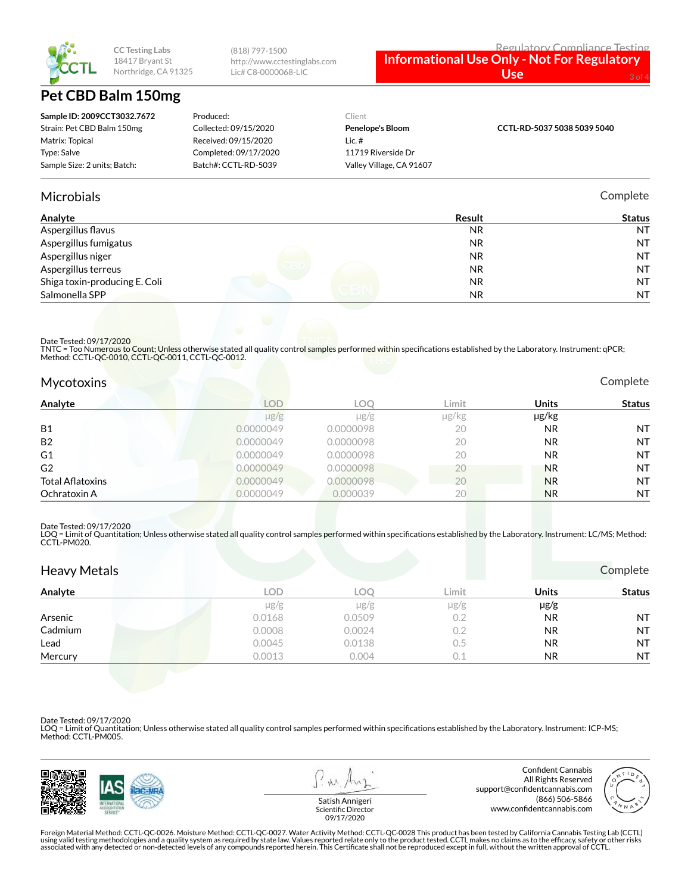CC Testing Labs
18417 Bryant St
Northridge, CA 91325

(818) 797-1500
http://www.cctestinglabs.com
Lic# C8-0000068-LIC

Regulatory Compliance Testing

**Informational Use Only - Not For Regulatory Use**

# Pet CBD Balm 150mg

| | | | |
|---|---|---|---|
| **Sample ID: 2009CCT3032.7672** | Produced: | Client | **CCTL-RD-5037 5038 5039 5040** |
| Strain: Pet CBD Balm 150mg | Collected: 09/15/2020 | **Penelope's Bloom** | |
| Matrix: Topical | Received: 09/15/2020 | Lic. # | |
| Type: Salve | Completed: 09/17/2020 | 11719 Riverside Dr | |
| Sample Size: 2 units; Batch: | Batch#: CCTL-RD-5039 | Valley Village, CA 91607 | |

## Microbials

Complete

| Analyte | Result | Status |
|---|---|---|
| Aspergillus flavus | NR | NT |
| Aspergillus fumigatus | NR | NT |
| Aspergillus niger | NR | NT |
| Aspergillus terreus | NR | NT |
| Shiga toxin-producing E. Coli | NR | NT |
| Salmonella SPP | NR | NT |

Date Tested: 09/17/2020
TNTC = Too Numerous to Count; Unless otherwise stated all quality control samples performed within specifications established by the Laboratory. Instrument: qPCR; Method: CCTL-QC-0010, CCTL-QC-0011, CCTL-QC-0012.

## Mycotoxins

Complete

| Analyte | LOD | LOQ | Limit | Units | Status |
|---|---|---|---|---|---|
| | µg/g | µg/g | µg/kg | µg/kg | |
| B1 | 0.0000049 | 0.0000098 | 20 | NR | NT |
| B2 | 0.0000049 | 0.0000098 | 20 | NR | NT |
| G1 | 0.0000049 | 0.0000098 | 20 | NR | NT |
| G2 | 0.0000049 | 0.0000098 | 20 | NR | NT |
| Total Aflatoxins | 0.0000049 | 0.0000098 | 20 | NR | NT |
| Ochratoxin A | 0.0000049 | 0.000039 | 20 | NR | NT |

Date Tested: 09/17/2020
LOQ = Limit of Quantitation; Unless otherwise stated all quality control samples performed within specifications established by the Laboratory. Instrument: LC/MS; Method: CCTL-PM020.

## Heavy Metals

Complete

| Analyte | LOD | LOQ | Limit | Units | Status |
|---|---|---|---|---|---|
| | µg/g | µg/g | µg/g | µg/g | |
| Arsenic | 0.0168 | 0.0509 | 0.2 | NR | NT |
| Cadmium | 0.0008 | 0.0024 | 0.2 | NR | NT |
| Lead | 0.0045 | 0.0138 | 0.5 | NR | NT |
| Mercury | 0.0013 | 0.004 | 0.1 | NR | NT |

Date Tested: 09/17/2020
LOQ = Limit of Quantitation; Unless otherwise stated all quality control samples performed within specifications established by the Laboratory. Instrument: ICP-MS; Method: CCTL-PM005.

Satish Annigeri
Scientific Director
09/17/2020

Confident Cannabis
All Rights Reserved
support@confidentcannabis.com
(866) 506-5866
www.confidentcannabis.com

Foreign Material Method: CCTL-QC-0026. Moisture Method: CCTL-QC-0027. Water Activity Method: CCTL-QC-0028 This product has been tested by California Cannabis Testing Lab (CCTL) using valid testing methodologies and a quality system as required by state law. Values reported relate only to the product tested. CCTL makes no claims as to the efficacy, safety or other risks associated with any detected or non-detected levels of any compounds reported herein. This Certificate shall not be reproduced except in full, without the written approval of CCTL.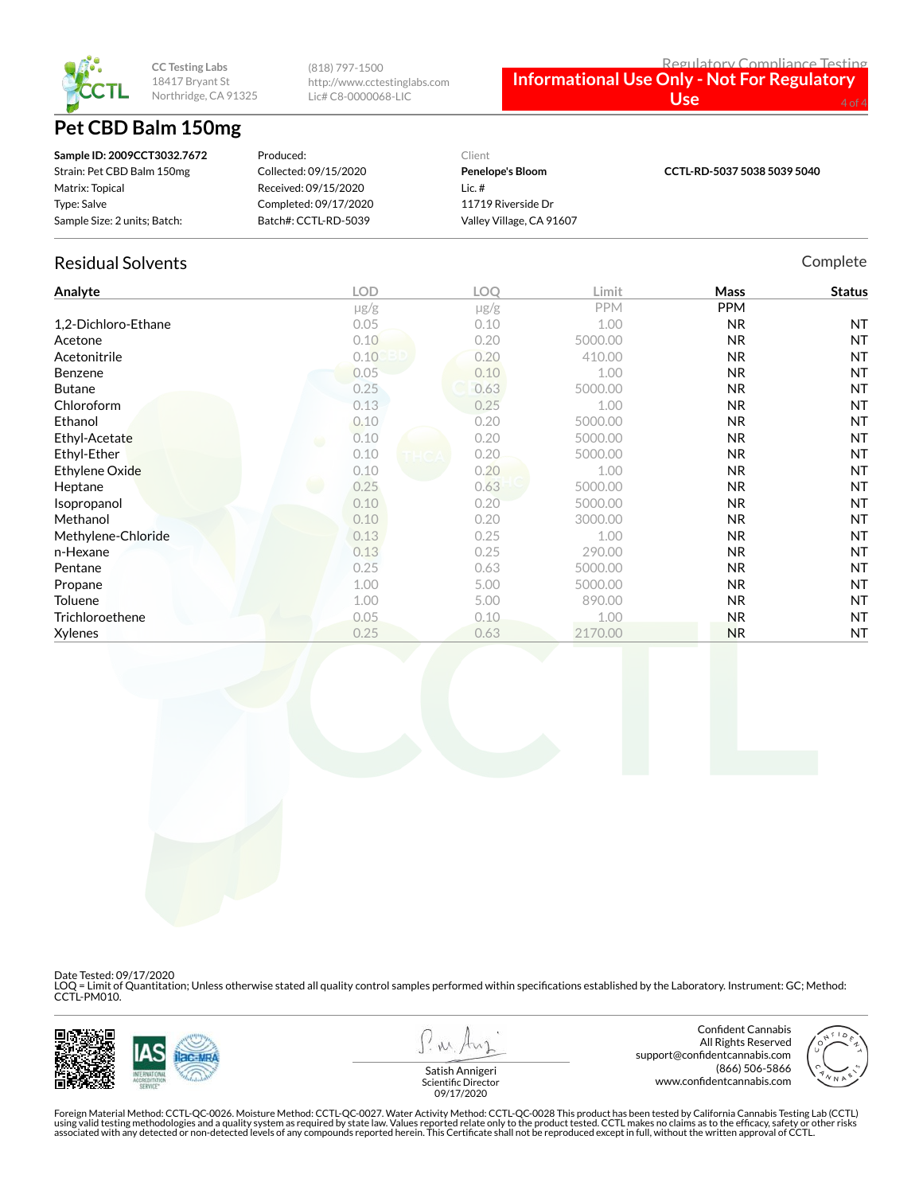CC Testing Labs
18417 Bryant St
Northridge, CA 91325

(818) 797-1500
http://www.cctestinglabs.com
Lic# C8-0000068-LIC

Regulatory Compliance Testing

**Informational Use Only - Not For Regulatory Use**

# Pet CBD Balm 150mg

| | | | |
|---|---|---|---|
| **Sample ID: 2009CCT3032.7672** | Produced: | Client | **CCTL-RD-5037 5038 5039 5040** |
| Strain: Pet CBD Balm 150mg | Collected: 09/15/2020 | **Penelope's Bloom** | |
| Matrix: Topical | Received: 09/15/2020 | Lic. # | |
| Type: Salve | Completed: 09/17/2020 | 11719 Riverside Dr | |
| Sample Size: 2 units; Batch: | Batch#: CCTL-RD-5039 | Valley Village, CA 91607 | |

## Residual Solvents

Complete

| Analyte | LOD | LOQ | Limit | Mass | Status |
|---|---|---|---|---|---|
| | μg/g | μg/g | PPM | PPM | |
| 1,2-Dichloro-Ethane | 0.05 | 0.10 | 1.00 | NR | NT |
| Acetone | 0.10 | 0.20 | 5000.00 | NR | NT |
| Acetonitrile | 0.10 | 0.20 | 410.00 | NR | NT |
| Benzene | 0.05 | 0.10 | 1.00 | NR | NT |
| Butane | 0.25 | 0.63 | 5000.00 | NR | NT |
| Chloroform | 0.13 | 0.25 | 1.00 | NR | NT |
| Ethanol | 0.10 | 0.20 | 5000.00 | NR | NT |
| Ethyl-Acetate | 0.10 | 0.20 | 5000.00 | NR | NT |
| Ethyl-Ether | 0.10 | 0.20 | 5000.00 | NR | NT |
| Ethylene Oxide | 0.10 | 0.20 | 1.00 | NR | NT |
| Heptane | 0.25 | 0.63 | 5000.00 | NR | NT |
| Isopropanol | 0.10 | 0.20 | 5000.00 | NR | NT |
| Methanol | 0.10 | 0.20 | 3000.00 | NR | NT |
| Methylene-Chloride | 0.13 | 0.25 | 1.00 | NR | NT |
| n-Hexane | 0.13 | 0.25 | 290.00 | NR | NT |
| Pentane | 0.25 | 0.63 | 5000.00 | NR | NT |
| Propane | 1.00 | 5.00 | 5000.00 | NR | NT |
| Toluene | 1.00 | 5.00 | 890.00 | NR | NT |
| Trichloroethene | 0.05 | 0.10 | 1.00 | NR | NT |
| Xylenes | 0.25 | 0.63 | 2170.00 | NR | NT |

Date Tested: 09/17/2020
LOQ = Limit of Quantitation; Unless otherwise stated all quality control samples performed within specifications established by the Laboratory. Instrument: GC; Method: CCTL-PM010.

Satish Annigeri
Scientific Director
09/17/2020

Confident Cannabis
All Rights Reserved
support@confidentcannabis.com
(866) 506-5866
www.confidentcannabis.com

Foreign Material Method: CCTL-QC-0026. Moisture Method: CCTL-QC-0027. Water Activity Method: CCTL-QC-0028 This product has been tested by California Cannabis Testing Lab (CCTL) using valid testing methodologies and a quality system as required by state law. Values reported relate only to the product tested. CCTL makes no claims as to the efficacy, safety or other risks associated with any detected or non-detected levels of any compounds reported herein. This Certificate shall not be reproduced except in full, without the written approval of CCTL.